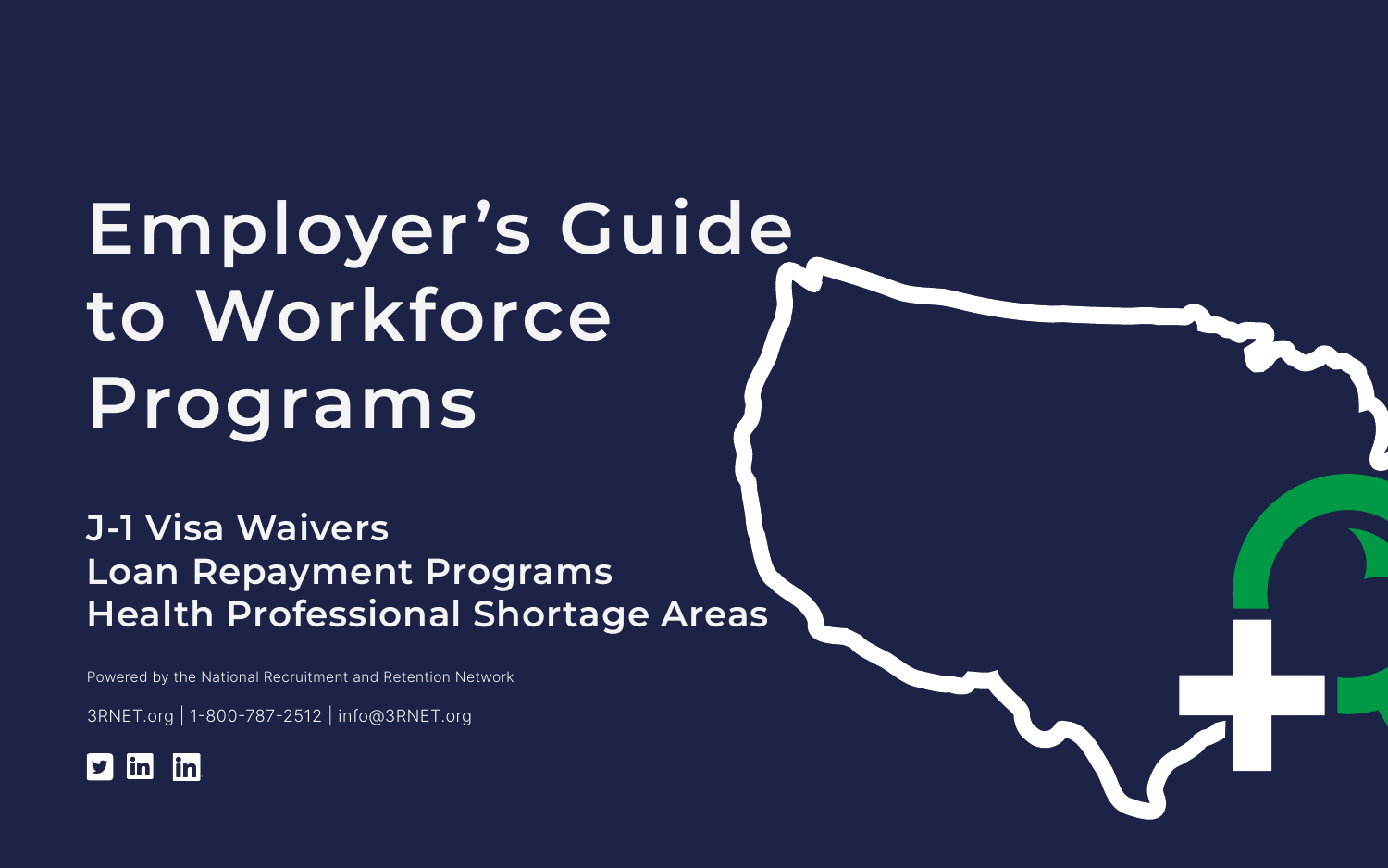# Employer's Guide to Workforce Programs

## J-1 Visa Waivers
## Loan Repayment Programs
## Health Professional Shortage Areas

Powered by the National Recruitment and Retention Network

3RNET.org | 1-800-787-2512 | info@3RNET.org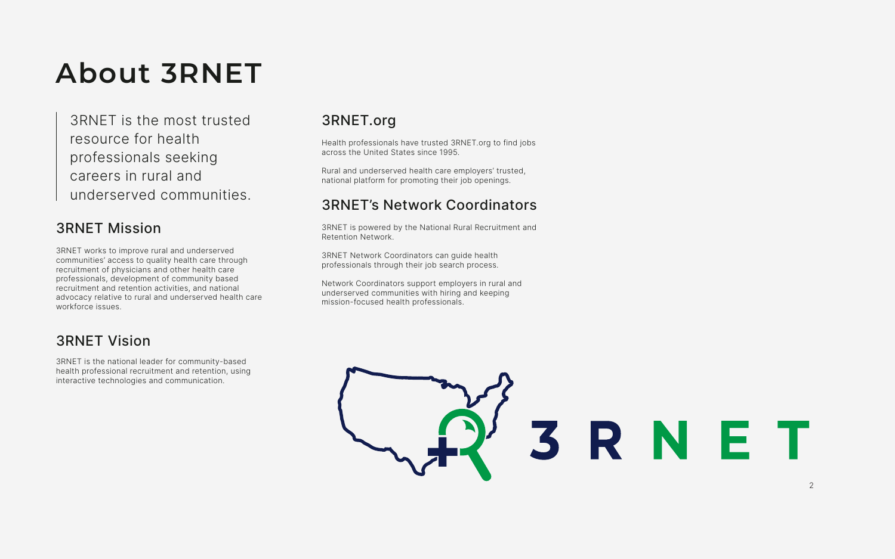# About 3RNET

> 3RNET is the most trusted resource for health professionals seeking careers in rural and underserved communities.

## 3RNET Mission

3RNET works to improve rural and underserved communities' access to quality health care through recruitment of physicians and other health care professionals, development of community based recruitment and retention activities, and national advocacy relative to rural and underserved health care workforce issues.

## 3RNET Vision

3RNET is the national leader for community-based health professional recruitment and retention, using interactive technologies and communication.

## 3RNET.org

Health professionals have trusted 3RNET.org to find jobs across the United States since 1995.

Rural and underserved health care employers' trusted, national platform for promoting their job openings.

## 3RNET's Network Coordinators

3RNET is powered by the National Rural Recruitment and Retention Network.

3RNET Network Coordinators can guide health professionals through their job search process.

Network Coordinators support employers in rural and underserved communities with hiring and keeping mission-focused health professionals.

3RNET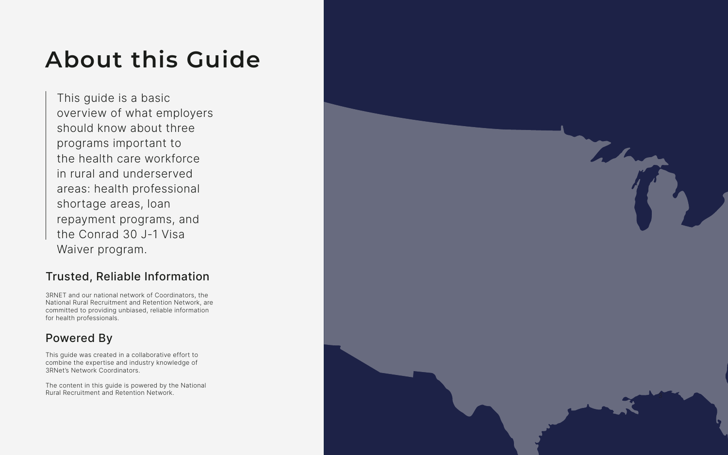# About this Guide

This guide is a basic overview of what employers should know about three programs important to the health care workforce in rural and underserved areas: health professional shortage areas, loan repayment programs, and the Conrad 30 J-1 Visa Waiver program.

## Trusted, Reliable Information

3RNET and our national network of Coordinators, the National Rural Recruitment and Retention Network, are committed to providing unbiased, reliable information for health professionals.

## Powered By

This guide was created in a collaborative effort to combine the expertise and industry knowledge of 3RNet's Network Coordinators.

The content in this guide is powered by the National Rural Recruitment and Retention Network.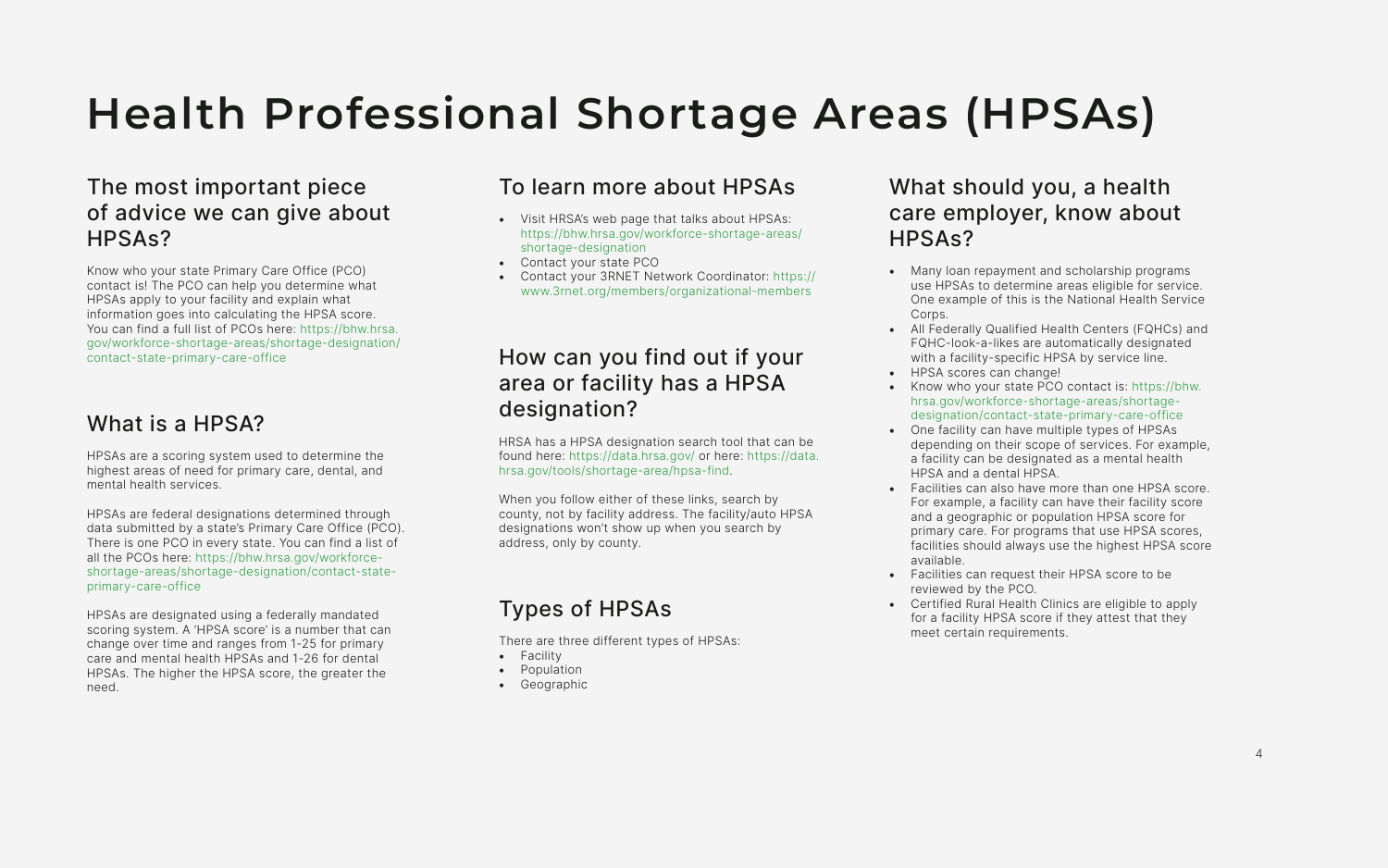# Health Professional Shortage Areas (HPSAs)

## The most important piece of advice we can give about HPSAs?

Know who your state Primary Care Office (PCO) contact is! The PCO can help you determine what HPSAs apply to your facility and explain what information goes into calculating the HPSA score. You can find a full list of PCOs here: https://bhw.hrsa.gov/workforce-shortage-areas/shortage-designation/contact-state-primary-care-office

## What is a HPSA?

HPSAs are a scoring system used to determine the highest areas of need for primary care, dental, and mental health services.

HPSAs are federal designations determined through data submitted by a state's Primary Care Office (PCO). There is one PCO in every state. You can find a list of all the PCOs here: https://bhw.hrsa.gov/workforce-shortage-areas/shortage-designation/contact-state-primary-care-office

HPSAs are designated using a federally mandated scoring system. A 'HPSA score' is a number that can change over time and ranges from 1-25 for primary care and mental health HPSAs and 1-26 for dental HPSAs. The higher the HPSA score, the greater the need.

## To learn more about HPSAs

- Visit HRSA's web page that talks about HPSAs: https://bhw.hrsa.gov/workforce-shortage-areas/shortage-designation
- Contact your state PCO
- Contact your 3RNET Network Coordinator: https://www.3rnet.org/members/organizational-members

## How can you find out if your area or facility has a HPSA designation?

HRSA has a HPSA designation search tool that can be found here: https://data.hrsa.gov/ or here: https://data.hrsa.gov/tools/shortage-area/hpsa-find.

When you follow either of these links, search by county, not by facility address. The facility/auto HPSA designations won't show up when you search by address, only by county.

## Types of HPSAs

There are three different types of HPSAs:

- Facility
- Population
- Geographic

## What should you, a health care employer, know about HPSAs?

- Many loan repayment and scholarship programs use HPSAs to determine areas eligible for service. One example of this is the National Health Service Corps.
- All Federally Qualified Health Centers (FQHCs) and FQHC-look-a-likes are automatically designated with a facility-specific HPSA by service line.
- HPSA scores can change!
- Know who your state PCO contact is: https://bhw.hrsa.gov/workforce-shortage-areas/shortage-designation/contact-state-primary-care-office
- One facility can have multiple types of HPSAs depending on their scope of services. For example, a facility can be designated as a mental health HPSA and a dental HPSA.
- Facilities can also have more than one HPSA score. For example, a facility can have their facility score and a geographic or population HPSA score for primary care. For programs that use HPSA scores, facilities should always use the highest HPSA score available.
- Facilities can request their HPSA score to be reviewed by the PCO.
- Certified Rural Health Clinics are eligible to apply for a facility HPSA score if they attest that they meet certain requirements.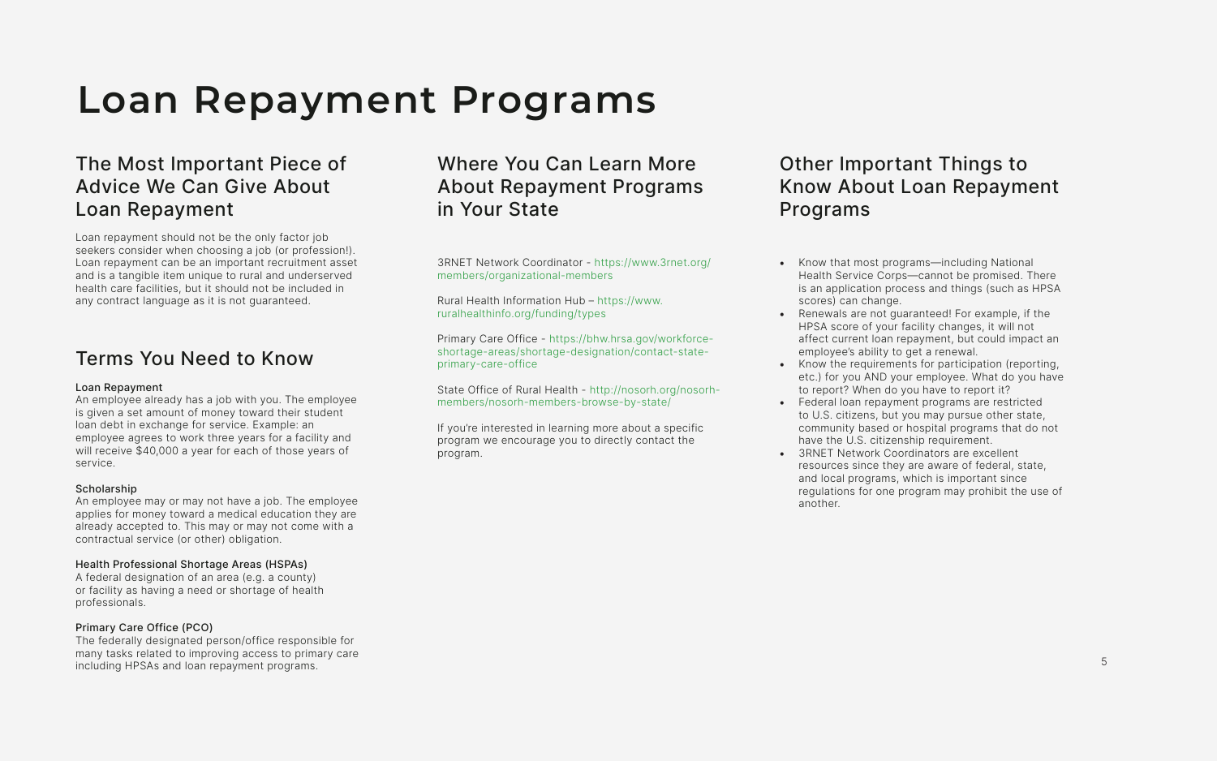# Loan Repayment Programs

## The Most Important Piece of Advice We Can Give About Loan Repayment

Loan repayment should not be the only factor job seekers consider when choosing a job (or profession!). Loan repayment can be an important recruitment asset and is a tangible item unique to rural and underserved health care facilities, but it should not be included in any contract language as it is not guaranteed.

## Terms You Need to Know

**Loan Repayment**
An employee already has a job with you. The employee is given a set amount of money toward their student loan debt in exchange for service. Example: an employee agrees to work three years for a facility and will receive $40,000 a year for each of those years of service.

**Scholarship**
An employee may or may not have a job. The employee applies for money toward a medical education they are already accepted to. This may or may not come with a contractual service (or other) obligation.

**Health Professional Shortage Areas (HSPAs)**
A federal designation of an area (e.g. a county) or facility as having a need or shortage of health professionals.

**Primary Care Office (PCO)**
The federally designated person/office responsible for many tasks related to improving access to primary care including HPSAs and loan repayment programs.

## Where You Can Learn More About Repayment Programs in Your State

3RNET Network Coordinator - https://www.3rnet.org/members/organizational-members

Rural Health Information Hub – https://www.ruralhealthinfo.org/funding/types

Primary Care Office - https://bhw.hrsa.gov/workforce-shortage-areas/shortage-designation/contact-state-primary-care-office

State Office of Rural Health - http://nosorh.org/nosorh-members/nosorh-members-browse-by-state/

If you're interested in learning more about a specific program we encourage you to directly contact the program.

## Other Important Things to Know About Loan Repayment Programs

- Know that most programs—including National Health Service Corps—cannot be promised. There is an application process and things (such as HPSA scores) can change.
- Renewals are not guaranteed! For example, if the HPSA score of your facility changes, it will not affect current loan repayment, but could impact an employee's ability to get a renewal.
- Know the requirements for participation (reporting, etc.) for you AND your employee. What do you have to report? When do you have to report it?
- Federal loan repayment programs are restricted to U.S. citizens, but you may pursue other state, community based or hospital programs that do not have the U.S. citizenship requirement.
- 3RNET Network Coordinators are excellent resources since they are aware of federal, state, and local programs, which is important since regulations for one program may prohibit the use of another.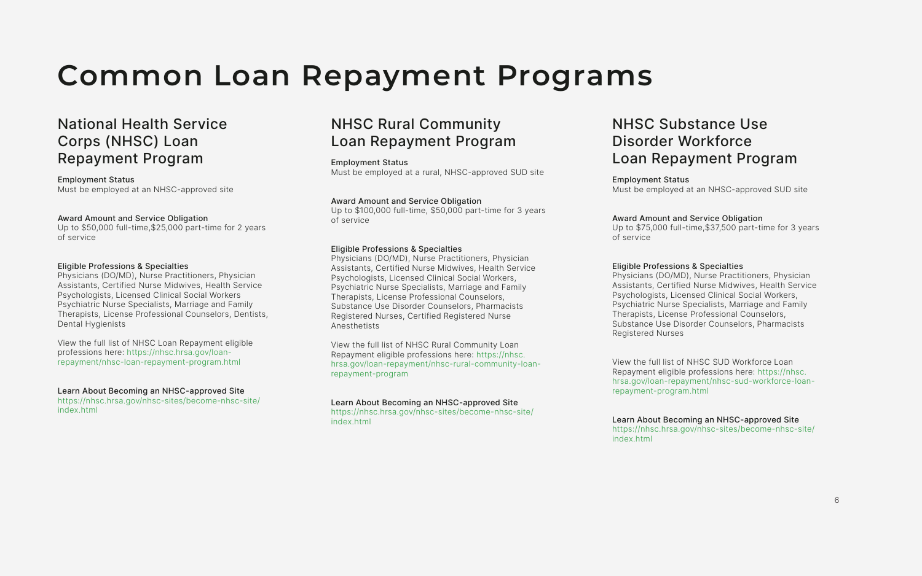# Common Loan Repayment Programs

## National Health Service Corps (NHSC) Loan Repayment Program

**Employment Status**
Must be employed at an NHSC-approved site

**Award Amount and Service Obligation**
Up to $50,000 full-time,$25,000 part-time for 2 years of service

**Eligible Professions & Specialties**
Physicians (DO/MD), Nurse Practitioners, Physician Assistants, Certified Nurse Midwives, Health Service Psychologists, Licensed Clinical Social Workers Psychiatric Nurse Specialists, Marriage and Family Therapists, License Professional Counselors, Dentists, Dental Hygienists

View the full list of NHSC Loan Repayment eligible professions here: https://nhsc.hrsa.gov/loan-repayment/nhsc-loan-repayment-program.html

**Learn About Becoming an NHSC-approved Site**
https://nhsc.hrsa.gov/nhsc-sites/become-nhsc-site/index.html

## NHSC Rural Community Loan Repayment Program

**Employment Status**
Must be employed at a rural, NHSC-approved SUD site

**Award Amount and Service Obligation**
Up to $100,000 full-time, $50,000 part-time for 3 years of service

**Eligible Professions & Specialties**
Physicians (DO/MD), Nurse Practitioners, Physician Assistants, Certified Nurse Midwives, Health Service Psychologists, Licensed Clinical Social Workers, Psychiatric Nurse Specialists, Marriage and Family Therapists, License Professional Counselors, Substance Use Disorder Counselors, Pharmacists Registered Nurses, Certified Registered Nurse Anesthetists

View the full list of NHSC Rural Community Loan Repayment eligible professions here: https://nhsc.hrsa.gov/loan-repayment/nhsc-rural-community-loan-repayment-program

**Learn About Becoming an NHSC-approved Site**
https://nhsc.hrsa.gov/nhsc-sites/become-nhsc-site/index.html

## NHSC Substance Use Disorder Workforce Loan Repayment Program

**Employment Status**
Must be employed at an NHSC-approved SUD site

**Award Amount and Service Obligation**
Up to $75,000 full-time,$37,500 part-time for 3 years of service

**Eligible Professions & Specialties**
Physicians (DO/MD), Nurse Practitioners, Physician Assistants, Certified Nurse Midwives, Health Service Psychologists, Licensed Clinical Social Workers, Psychiatric Nurse Specialists, Marriage and Family Therapists, License Professional Counselors, Substance Use Disorder Counselors, Pharmacists Registered Nurses

View the full list of NHSC SUD Workforce Loan Repayment eligible professions here: https://nhsc.hrsa.gov/loan-repayment/nhsc-sud-workforce-loan-repayment-program.html

**Learn About Becoming an NHSC-approved Site**
https://nhsc.hrsa.gov/nhsc-sites/become-nhsc-site/index.html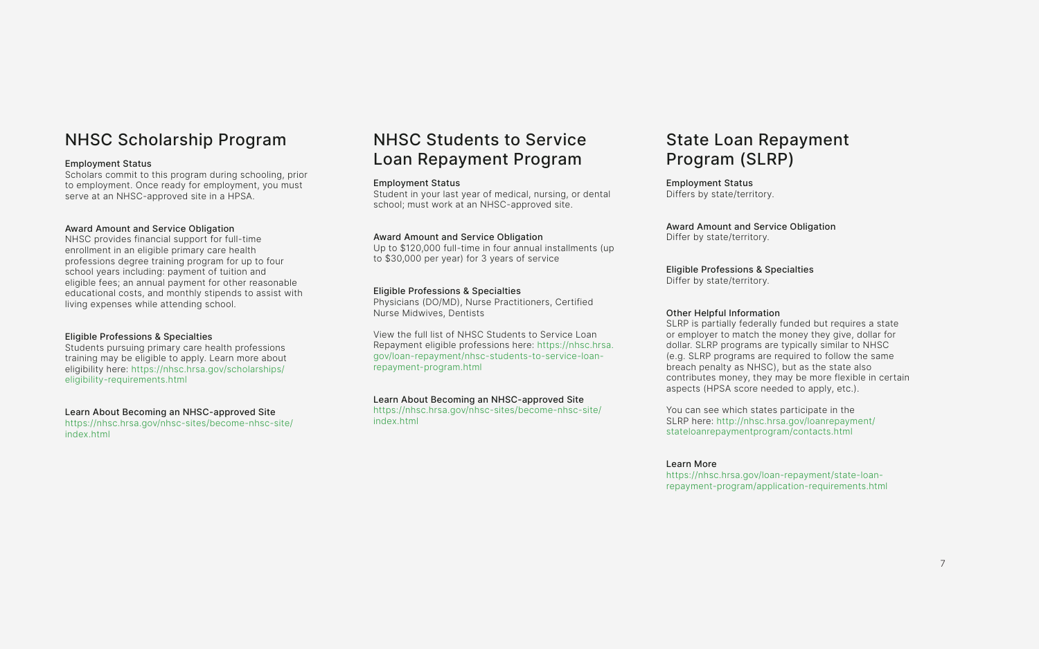## NHSC Scholarship Program

### Employment Status

Scholars commit to this program during schooling, prior to employment. Once ready for employment, you must serve at an NHSC-approved site in a HPSA.

### Award Amount and Service Obligation

NHSC provides financial support for full-time enrollment in an eligible primary care health professions degree training program for up to four school years including: payment of tuition and eligible fees; an annual payment for other reasonable educational costs, and monthly stipends to assist with living expenses while attending school.

### Eligible Professions & Specialties

Students pursuing primary care health professions training may be eligible to apply. Learn more about eligibility here: https://nhsc.hrsa.gov/scholarships/eligibility-requirements.html

### Learn About Becoming an NHSC-approved Site

https://nhsc.hrsa.gov/nhsc-sites/become-nhsc-site/index.html

## NHSC Students to Service Loan Repayment Program

### Employment Status

Student in your last year of medical, nursing, or dental school; must work at an NHSC-approved site.

### Award Amount and Service Obligation

Up to $120,000 full-time in four annual installments (up to $30,000 per year) for 3 years of service

### Eligible Professions & Specialties

Physicians (DO/MD), Nurse Practitioners, Certified Nurse Midwives, Dentists

View the full list of NHSC Students to Service Loan Repayment eligible professions here: https://nhsc.hrsa.gov/loan-repayment/nhsc-students-to-service-loan-repayment-program.html

### Learn About Becoming an NHSC-approved Site

https://nhsc.hrsa.gov/nhsc-sites/become-nhsc-site/index.html

## State Loan Repayment Program (SLRP)

### Employment Status

Differs by state/territory.

### Award Amount and Service Obligation

Differ by state/territory.

### Eligible Professions & Specialties

Differ by state/territory.

### Other Helpful Information

SLRP is partially federally funded but requires a state or employer to match the money they give, dollar for dollar. SLRP programs are typically similar to NHSC (e.g. SLRP programs are required to follow the same breach penalty as NHSC), but as the state also contributes money, they may be more flexible in certain aspects (HPSA score needed to apply, etc.).

You can see which states participate in the SLRP here: http://nhsc.hrsa.gov/loanrepayment/stateloanrepaymentprogram/contacts.html

### Learn More

https://nhsc.hrsa.gov/loan-repayment/state-loan-repayment-program/application-requirements.html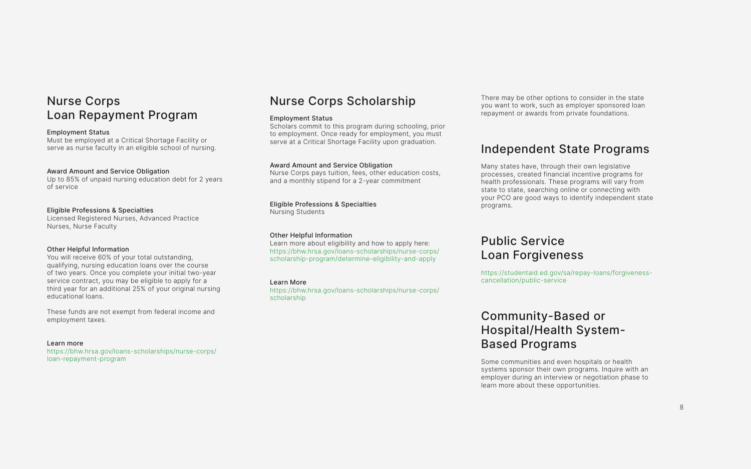## Nurse Corps Loan Repayment Program

**Employment Status**
Must be employed at a Critical Shortage Facility or serve as nurse faculty in an eligible school of nursing.

**Award Amount and Service Obligation**
Up to 85% of unpaid nursing education debt for 2 years of service

**Eligible Professions & Specialties**
Licensed Registered Nurses, Advanced Practice Nurses, Nurse Faculty

**Other Helpful Information**
You will receive 60% of your total outstanding, qualifying, nursing education loans over the course of two years. Once you complete your initial two-year service contract, you may be eligible to apply for a third year for an additional 25% of your original nursing educational loans.

These funds are not exempt from federal income and employment taxes.

**Learn more**
https://bhw.hrsa.gov/loans-scholarships/nurse-corps/loan-repayment-program

## Nurse Corps Scholarship

**Employment Status**
Scholars commit to this program during schooling, prior to employment. Once ready for employment, you must serve at a Critical Shortage Facility upon graduation.

**Award Amount and Service Obligation**
Nurse Corps pays tuition, fees, other education costs, and a monthly stipend for a 2-year commitment

**Eligible Professions & Specialties**
Nursing Students

**Other Helpful Information**
Learn more about eligibility and how to apply here: https://bhw.hrsa.gov/loans-scholarships/nurse-corps/scholarship-program/determine-eligibility-and-apply

**Learn More**
https://bhw.hrsa.gov/loans-scholarships/nurse-corps/scholarship

There may be other options to consider in the state you want to work, such as employer sponsored loan repayment or awards from private foundations.

## Independent State Programs

Many states have, through their own legislative processes, created financial incentive programs for health professionals. These programs will vary from state to state, searching online or connecting with your PCO are good ways to identify independent state programs.

## Public Service Loan Forgiveness

https://studentaid.ed.gov/sa/repay-loans/forgiveness-cancellation/public-service

## Community-Based or Hospital/Health System-Based Programs

Some communities and even hospitals or health systems sponsor their own programs. Inquire with an employer during an interview or negotiation phase to learn more about these opportunities.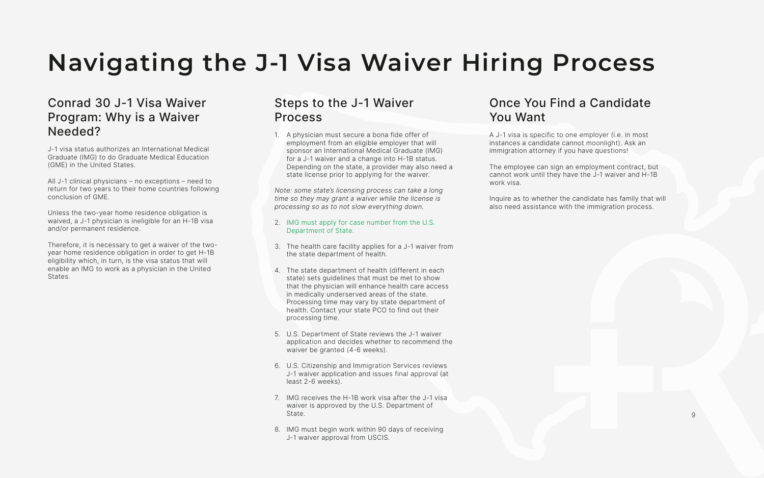# Navigating the J-1 Visa Waiver Hiring Process

## Conrad 30 J-1 Visa Waiver Program: Why is a Waiver Needed?

J-1 visa status authorizes an International Medical Graduate (IMG) to do Graduate Medical Education (GME) in the United States.

All J-1 clinical physicians – no exceptions – need to return for two years to their home countries following conclusion of GME.

Unless the two-year home residence obligation is waived, a J-1 physician is ineligible for an H-1B visa and/or permanent residence.

Therefore, it is necessary to get a waiver of the two-year home residence obligation in order to get H-1B eligibility which, in turn, is the visa status that will enable an IMG to work as a physician in the United States.

## Steps to the J-1 Waiver Process

1. A physician must secure a bona fide offer of employment from an eligible employer that will sponsor an International Medical Graduate (IMG) for a J-1 waiver and a change into H-1B status. Depending on the state, a provider may also need a state license prior to applying for the waiver.

*Note: some state's licensing process can take a long time so they may grant a waiver while the license is processing so as to not slow everything down.*

2. IMG must apply for case number from the U.S. Department of State.
3. The health care facility applies for a J-1 waiver from the state department of health.
4. The state department of health (different in each state) sets guidelines that must be met to show that the physician will enhance health care access in medically underserved areas of the state. Processing time may vary by state department of health. Contact your state PCO to find out their processing time.
5. U.S. Department of State reviews the J-1 waiver application and decides whether to recommend the waiver be granted (4-6 weeks).
6. U.S. Citizenship and Immigration Services reviews J-1 waiver application and issues final approval (at least 2-6 weeks).
7. IMG receives the H-1B work visa after the J-1 visa waiver is approved by the U.S. Department of State.
8. IMG must begin work within 90 days of receiving J-1 waiver approval from USCIS.

## Once You Find a Candidate You Want

A J-1 visa is specific to one employer (i.e. in most instances a candidate cannot moonlight). Ask an immigration attorney if you have questions!

The employee can sign an employment contract, but cannot work until they have the J-1 waiver and H-1B work visa.

Inquire as to whether the candidate has family that will also need assistance with the immigration process.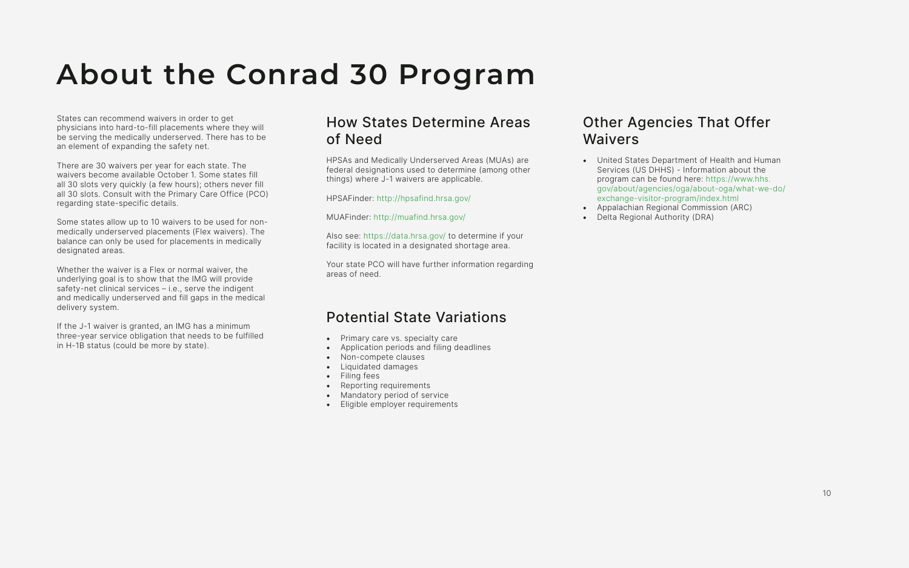# About the Conrad 30 Program

States can recommend waivers in order to get physicians into hard-to-fill placements where they will be serving the medically underserved. There has to be an element of expanding the safety net.

There are 30 waivers per year for each state. The waivers become available October 1. Some states fill all 30 slots very quickly (a few hours); others never fill all 30 slots. Consult with the Primary Care Office (PCO) regarding state-specific details.

Some states allow up to 10 waivers to be used for non-medically underserved placements (Flex waivers). The balance can only be used for placements in medically designated areas.

Whether the waiver is a Flex or normal waiver, the underlying goal is to show that the IMG will provide safety-net clinical services – i.e., serve the indigent and medically underserved and fill gaps in the medical delivery system.

If the J-1 waiver is granted, an IMG has a minimum three-year service obligation that needs to be fulfilled in H-1B status (could be more by state).

## How States Determine Areas of Need

HPSAs and Medically Underserved Areas (MUAs) are federal designations used to determine (among other things) where J-1 waivers are applicable.

HPSAFinder: http://hpsafind.hrsa.gov/

MUAFinder: http://muafind.hrsa.gov/

Also see: https://data.hrsa.gov/ to determine if your facility is located in a designated shortage area.

Your state PCO will have further information regarding areas of need.

## Potential State Variations

- Primary care vs. specialty care
- Application periods and filing deadlines
- Non-compete clauses
- Liquidated damages
- Filing fees
- Reporting requirements
- Mandatory period of service
- Eligible employer requirements

## Other Agencies That Offer Waivers

- United States Department of Health and Human Services (US DHHS) - Information about the program can be found here: https://www.hhs.gov/about/agencies/oga/about-oga/what-we-do/exchange-visitor-program/index.html
- Appalachian Regional Commission (ARC)
- Delta Regional Authority (DRA)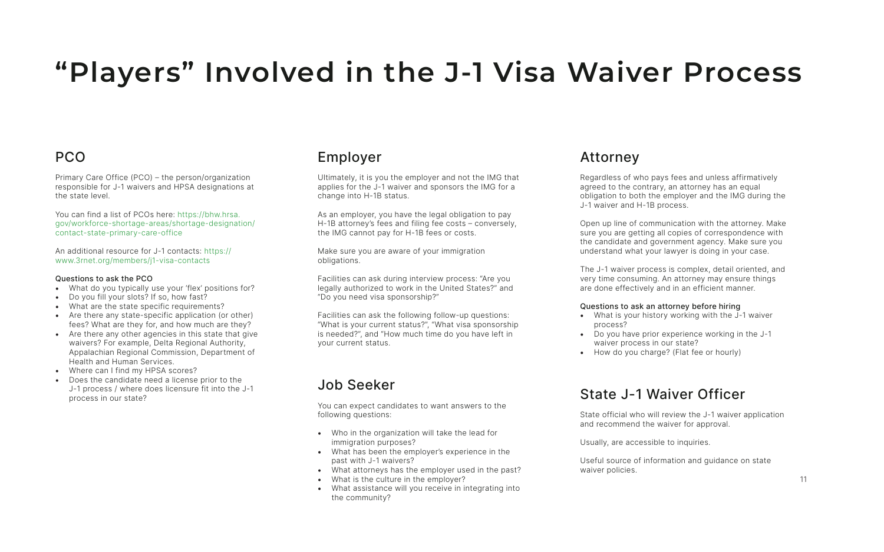# “Players” Involved in the J-1 Visa Waiver Process

## PCO

Primary Care Office (PCO) – the person/organization responsible for J-1 waivers and HPSA designations at the state level.

You can find a list of PCOs here: https://bhw.hrsa.gov/workforce-shortage-areas/shortage-designation/contact-state-primary-care-office

An additional resource for J-1 contacts: https://www.3rnet.org/members/j1-visa-contacts

### Questions to ask the PCO

- What do you typically use your ‘flex’ positions for?
- Do you fill your slots? If so, how fast?
- What are the state specific requirements?
- Are there any state-specific application (or other) fees? What are they for, and how much are they?
- Are there any other agencies in this state that give waivers? For example, Delta Regional Authority, Appalachian Regional Commission, Department of Health and Human Services.
- Where can I find my HPSA scores?
- Does the candidate need a license prior to the J-1 process / where does licensure fit into the J-1 process in our state?

## Employer

Ultimately, it is you the employer and not the IMG that applies for the J-1 waiver and sponsors the IMG for a change into H-1B status.

As an employer, you have the legal obligation to pay H-1B attorney’s fees and filing fee costs – conversely, the IMG cannot pay for H-1B fees or costs.

Make sure you are aware of your immigration obligations.

Facilities can ask during interview process: “Are you legally authorized to work in the United States?” and “Do you need visa sponsorship?”

Facilities can ask the following follow-up questions: “What is your current status?”, “What visa sponsorship is needed?”, and “How much time do you have left in your current status.

## Job Seeker

You can expect candidates to want answers to the following questions:

- Who in the organization will take the lead for immigration purposes?
- What has been the employer’s experience in the past with J-1 waivers?
- What attorneys has the employer used in the past?
- What is the culture in the employer?
- What assistance will you receive in integrating into the community?

## Attorney

Regardless of who pays fees and unless affirmatively agreed to the contrary, an attorney has an equal obligation to both the employer and the IMG during the J-1 waiver and H-1B process.

Open up line of communication with the attorney. Make sure you are getting all copies of correspondence with the candidate and government agency. Make sure you understand what your lawyer is doing in your case.

The J-1 waiver process is complex, detail oriented, and very time consuming. An attorney may ensure things are done effectively and in an efficient manner.

### Questions to ask an attorney before hiring

- What is your history working with the J-1 waiver process?
- Do you have prior experience working in the J-1 waiver process in our state?
- How do you charge? (Flat fee or hourly)

## State J-1 Waiver Officer

State official who will review the J-1 waiver application and recommend the waiver for approval.

Usually, are accessible to inquiries.

Useful source of information and guidance on state waiver policies.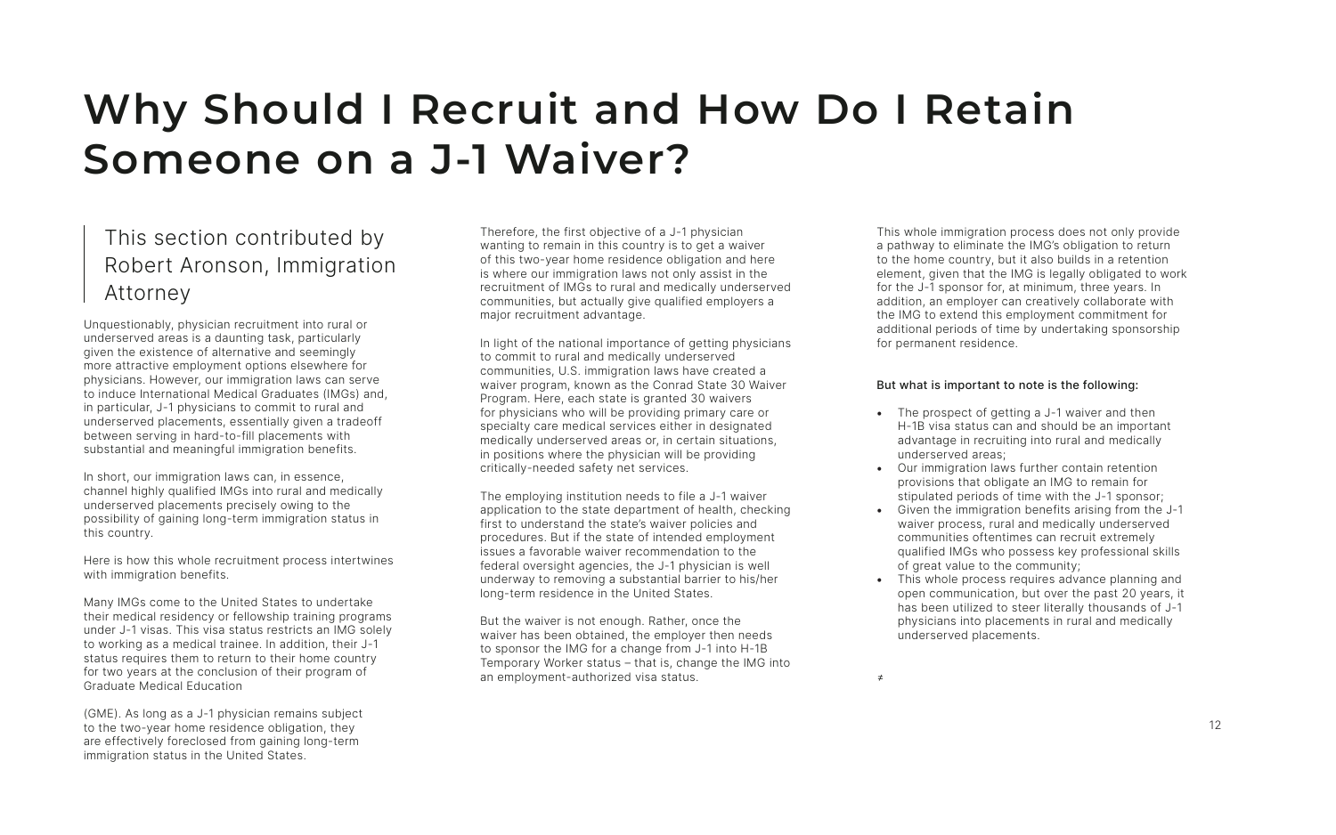# Why Should I Recruit and How Do I Retain Someone on a J-1 Waiver?

This section contributed by Robert Aronson, Immigration Attorney

Unquestionably, physician recruitment into rural or underserved areas is a daunting task, particularly given the existence of alternative and seemingly more attractive employment options elsewhere for physicians. However, our immigration laws can serve to induce International Medical Graduates (IMGs) and, in particular, J-1 physicians to commit to rural and underserved placements, essentially given a tradeoff between serving in hard-to-fill placements with substantial and meaningful immigration benefits.

In short, our immigration laws can, in essence, channel highly qualified IMGs into rural and medically underserved placements precisely owing to the possibility of gaining long-term immigration status in this country.

Here is how this whole recruitment process intertwines with immigration benefits.

Many IMGs come to the United States to undertake their medical residency or fellowship training programs under J-1 visas. This visa status restricts an IMG solely to working as a medical trainee. In addition, their J-1 status requires them to return to their home country for two years at the conclusion of their program of Graduate Medical Education

(GME). As long as a J-1 physician remains subject to the two-year home residence obligation, they are effectively foreclosed from gaining long-term immigration status in the United States.

Therefore, the first objective of a J-1 physician wanting to remain in this country is to get a waiver of this two-year home residence obligation and here is where our immigration laws not only assist in the recruitment of IMGs to rural and medically underserved communities, but actually give qualified employers a major recruitment advantage.

In light of the national importance of getting physicians to commit to rural and medically underserved communities, U.S. immigration laws have created a waiver program, known as the Conrad State 30 Waiver Program. Here, each state is granted 30 waivers for physicians who will be providing primary care or specialty care medical services either in designated medically underserved areas or, in certain situations, in positions where the physician will be providing critically-needed safety net services.

The employing institution needs to file a J-1 waiver application to the state department of health, checking first to understand the state's waiver policies and procedures. But if the state of intended employment issues a favorable waiver recommendation to the federal oversight agencies, the J-1 physician is well underway to removing a substantial barrier to his/her long-term residence in the United States.

But the waiver is not enough. Rather, once the waiver has been obtained, the employer then needs to sponsor the IMG for a change from J-1 into H-1B Temporary Worker status – that is, change the IMG into an employment-authorized visa status.

This whole immigration process does not only provide a pathway to eliminate the IMG's obligation to return to the home country, but it also builds in a retention element, given that the IMG is legally obligated to work for the J-1 sponsor for, at minimum, three years. In addition, an employer can creatively collaborate with the IMG to extend this employment commitment for additional periods of time by undertaking sponsorship for permanent residence.

But what is important to note is the following:

- The prospect of getting a J-1 waiver and then H-1B visa status can and should be an important advantage in recruiting into rural and medically underserved areas;
- Our immigration laws further contain retention provisions that obligate an IMG to remain for stipulated periods of time with the J-1 sponsor;
- Given the immigration benefits arising from the J-1 waiver process, rural and medically underserved communities oftentimes can recruit extremely qualified IMGs who possess key professional skills of great value to the community;
- This whole process requires advance planning and open communication, but over the past 20 years, it has been utilized to steer literally thousands of J-1 physicians into placements in rural and medically underserved placements.

≠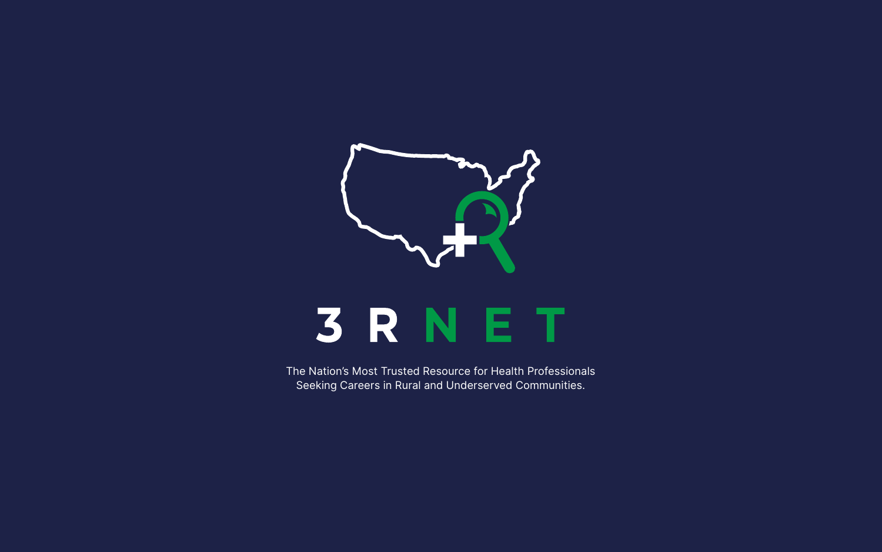# 3RNET

The Nation's Most Trusted Resource for Health Professionals Seeking Careers in Rural and Underserved Communities.